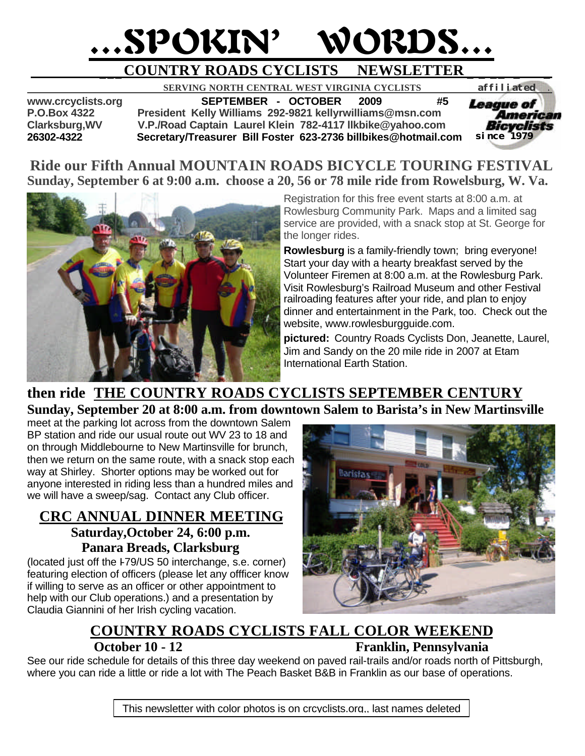# ...SPOKIN' WORDS...

## COUNTRY ROADS CYCLISTS NEWSLETTER

**SERVING NORTH CENTRAL WEST VIRGINIA CYCLISTS** affiliated League of American Bicyclists since 1979

**www.crcyclists.org** | **SEPTEMBER - OCTOBER 2009 #5**

**P.O.Box 4322** | **President Kelly Williams 292-9821 kellyrwilliams@msn.com**

**Clarksburg,WV** | **V.P./Road Captain Laurel Klein 782-4117 llkbike@yahoo.com**

**26302-4322** | **Secretary/Treasurer Bill Foster 623-2736 billbikes@hotmail.com**

## Ride our Fifth Annual MOUNTAIN ROADS BICYCLE TOURING FESTIVAL

**Sunday, September 6 at 9:00 a.m. choose a 20, 56 or 78 mile ride from Rowelsburg, W. Va.**

Registration for this free event starts at 8:00 a.m. at Rowlesburg Community Park. Maps and a limited sag service are provided, with a snack stop at St. George for the longer rides.

**Rowlesburg** is a family-friendly town; bring everyone! Start your day with a hearty breakfast served by the Volunteer Firemen at 8:00 a.m. at the Rowlesburg Park. Visit Rowlesburg's Railroad Museum and other Festival railroading features after your ride, and plan to enjoy dinner and entertainment in the Park, too. Check out the website, www.rowlesburgguide.com.

**pictured:** Country Roads Cyclists Don, Jeanette, Laurel, Jim and Sandy on the 20 mile ride in 2007 at Etam International Earth Station.

## then ride THE COUNTRY ROADS CYCLISTS SEPTEMBER CENTURY

**Sunday, September 20 at 8:00 a.m. from downtown Salem to Barista's in New Martinsville**

meet at the parking lot across from the downtown Salem BP station and ride our usual route out WV 23 to 18 and on through Middlebourne to New Martinsville for brunch, then we return on the same route, with a snack stop each way at Shirley. Shorter options may be worked out for anyone interested in riding less than a hundred miles and we will have a sweep/sag. Contact any Club officer.

## CRC ANNUAL DINNER MEETING

**Saturday,October 24, 6:00 p.m.**

**Panara Breads, Clarksburg**

(located just off the I-79/US 50 interchange, s.e. corner) featuring election of officers (please let any offficer know if willing to serve as an officer or other appointment to help with our Club operations.) and a presentation by Claudia Giannini of her Irish cycling vacation.

## COUNTRY ROADS CYCLISTS FALL COLOR WEEKEND

**October 10 - 12** **Franklin, Pennsylvania**

See our ride schedule for details of this three day weekend on paved rail-trails and/or roads north of Pittsburgh, where you can ride a little or ride a lot with The Peach Basket B&B in Franklin as our base of operations.

This newsletter with color photos is on crcyclists.org., last names deleted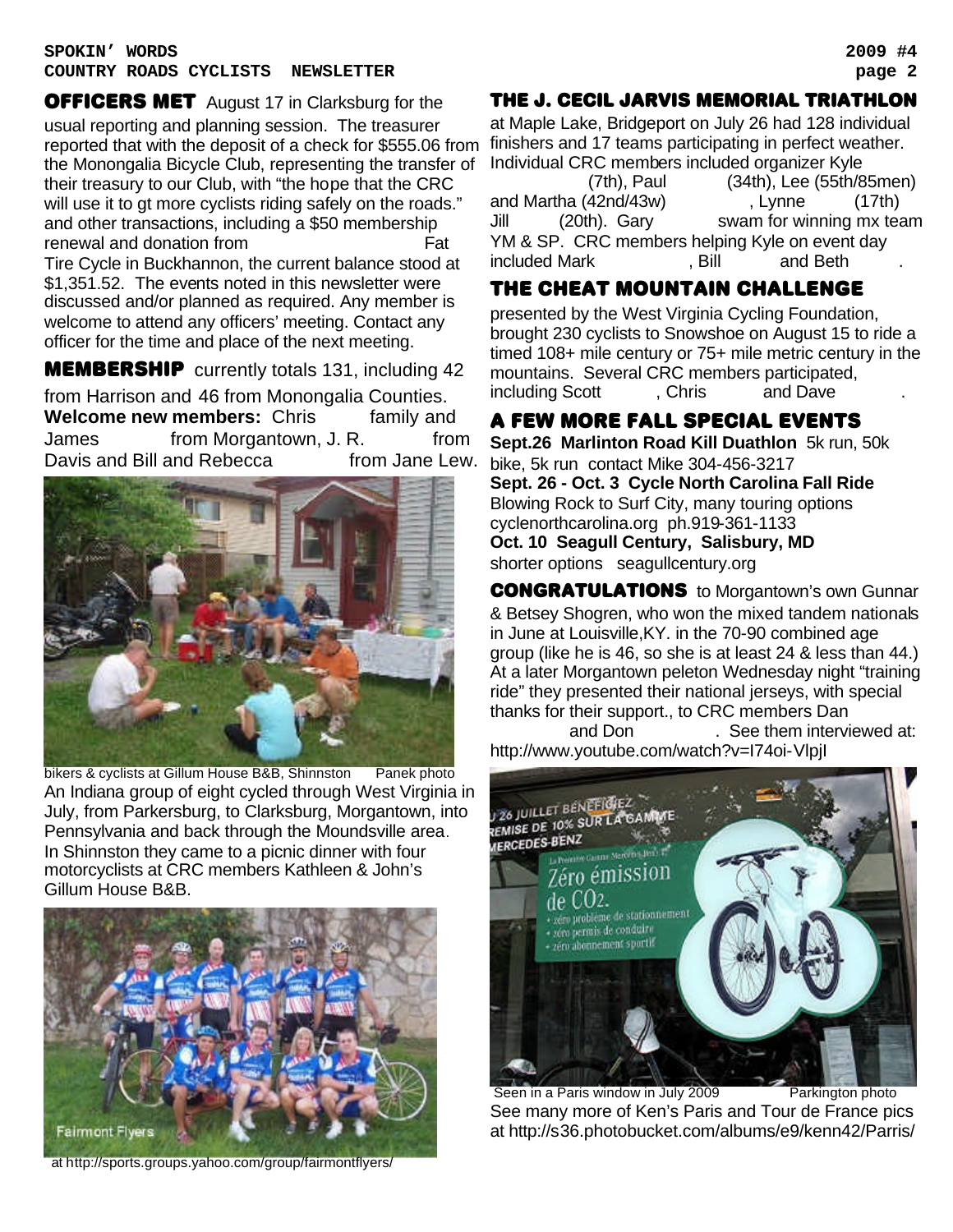**OFFICERS MET** August 17 in Clarksburg for the usual reporting and planning session. The treasurer reported that with the deposit of a check for $555.06 from the Monongalia Bicycle Club, representing the transfer of their treasury to our Club, with "the hope that the CRC will use it to gt more cyclists riding safely on the roads." and other transactions, including a $50 membership renewal and donation from Fat Tire Cycle in Buckhannon, the current balance stood at $1,351.52. The events noted in this newsletter were discussed and/or planned as required. Any member is welcome to attend any officers' meeting. Contact any officer for the time and place of the next meeting.

**MEMBERSHIP** currently totals 131, including 42 from Harrison and 46 from Monongalia Counties. **Welcome new members:** Chris family and James from Morgantown, J. R. from Davis and Bill and Rebecca from Jane Lew.

bikers & cyclists at Gillum House B&B, Shinnston Panek photo

An Indiana group of eight cycled through West Virginia in July, from Parkersburg, to Clarksburg, Morgantown, into Pennsylvania and back through the Moundsville area. In Shinnston they came to a picnic dinner with four motorcyclists at CRC members Kathleen & John's Gillum House B&B.

Fairmont Flyers

at http://sports.groups.yahoo.com/group/fairmontflyers/

**THE J. CECIL JARVIS MEMORIAL TRIATHLON** at Maple Lake, Bridgeport on July 26 had 128 individual finishers and 17 teams participating in perfect weather. Individual CRC members included organizer Kyle (7th), Paul (34th), Lee (55th/85men) and Martha (42nd/43w), Lynne (17th) Jill (20th). Gary swam for winning mx team YM & SP. CRC members helping Kyle on event day included Mark, Bill and Beth.

**THE CHEAT MOUNTAIN CHALLENGE** presented by the West Virginia Cycling Foundation, brought 230 cyclists to Snowshoe on August 15 to ride a timed 108+ mile century or 75+ mile metric century in the mountains. Several CRC members participated, including Scott, Chris and Dave.

**A FEW MORE FALL SPECIAL EVENTS**

**Sept.26 Marlinton Road Kill Duathlon** 5k run, 50k bike, 5k run contact Mike 304-456-3217

**Sept. 26 - Oct. 3 Cycle North Carolina Fall Ride** Blowing Rock to Surf City, many touring options cyclenorthcarolina.org ph.919-361-1133

**Oct. 10 Seagull Century, Salisbury, MD** shorter options seagullcentury.org

**CONGRATULATIONS** to Morgantown's own Gunnar & Betsey Shogren, who won the mixed tandem nationals in June at Louisville,KY. in the 70-90 combined age group (like he is 46, so she is at least 24 & less than 44.) At a later Morgantown peleton Wednesday night "training ride" they presented their national jerseys, with special thanks for their support., to CRC members Dan and Don. See them interviewed at: http://www.youtube.com/watch?v=I74oi-VlpjI

Seen in a Paris window in July 2009 Parkington photo

See many more of Ken's Paris and Tour de France pics at http://s36.photobucket.com/albums/e9/kenn42/Paris/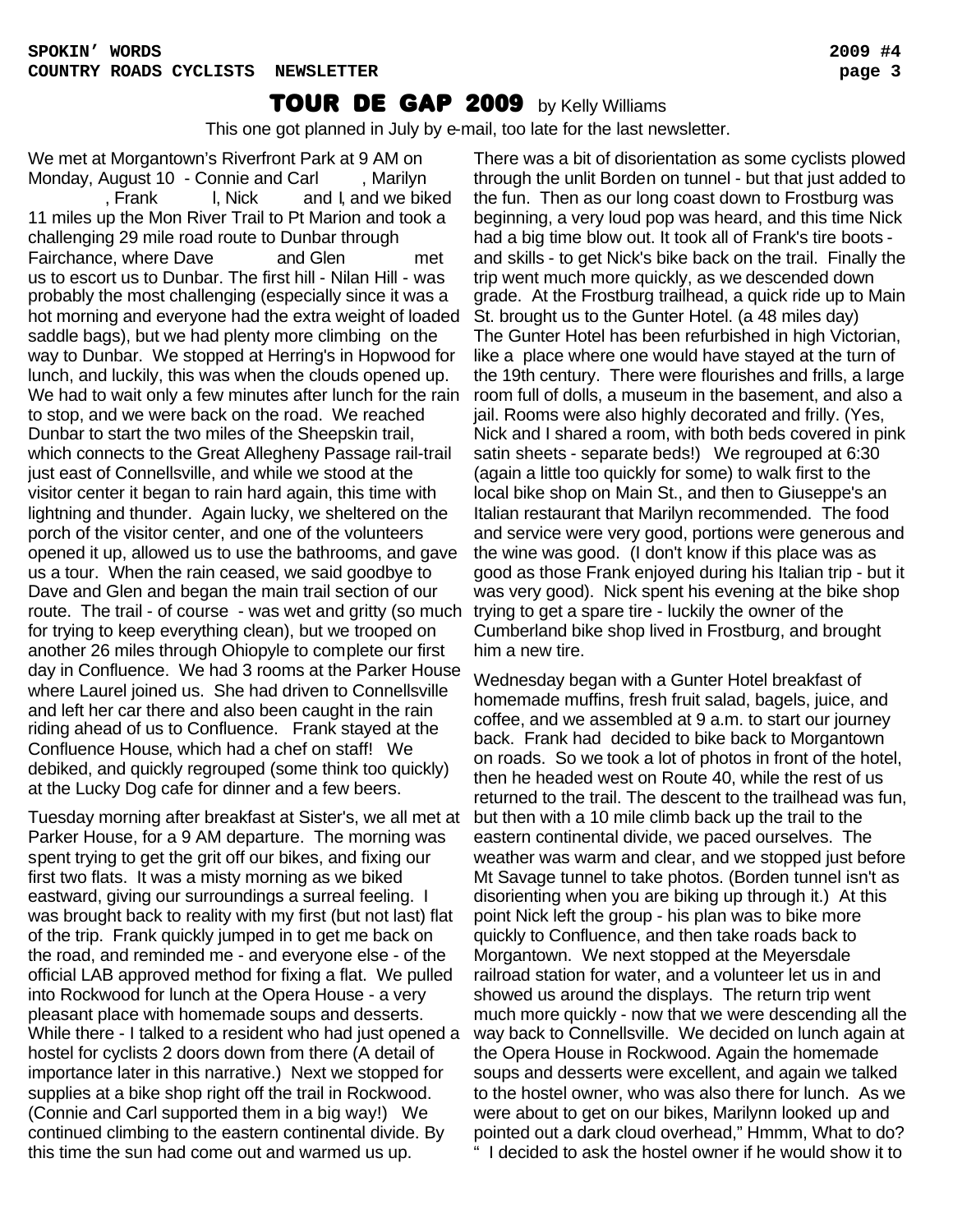# TOUR DE GAP 2009 by Kelly Williams

This one got planned in July by e-mail, too late for the last newsletter.

We met at Morgantown's Riverfront Park at 9 AM on Monday, August 10 - Connie and Carl , Marilyn , Frank l, Nick and I, and we biked 11 miles up the Mon River Trail to Pt Marion and took a challenging 29 mile road route to Dunbar through Fairchance, where Dave and Glen met us to escort us to Dunbar. The first hill - Nilan Hill - was probably the most challenging (especially since it was a hot morning and everyone had the extra weight of loaded saddle bags), but we had plenty more climbing on the way to Dunbar. We stopped at Herring's in Hopwood for lunch, and luckily, this was when the clouds opened up. We had to wait only a few minutes after lunch for the rain to stop, and we were back on the road. We reached Dunbar to start the two miles of the Sheepskin trail, which connects to the Great Allegheny Passage rail-trail just east of Connellsville, and while we stood at the visitor center it began to rain hard again, this time with lightning and thunder. Again lucky, we sheltered on the porch of the visitor center, and one of the volunteers opened it up, allowed us to use the bathrooms, and gave us a tour. When the rain ceased, we said goodbye to Dave and Glen and began the main trail section of our route. The trail - of course - was wet and gritty (so much for trying to keep everything clean), but we trooped on another 26 miles through Ohiopyle to complete our first day in Confluence. We had 3 rooms at the Parker House where Laurel joined us. She had driven to Connellsville and left her car there and also been caught in the rain riding ahead of us to Confluence. Frank stayed at the Confluence House, which had a chef on staff! We debiked, and quickly regrouped (some think too quickly) at the Lucky Dog cafe for dinner and a few beers.

Tuesday morning after breakfast at Sister's, we all met at Parker House, for a 9 AM departure. The morning was spent trying to get the grit off our bikes, and fixing our first two flats. It was a misty morning as we biked eastward, giving our surroundings a surreal feeling. I was brought back to reality with my first (but not last) flat of the trip. Frank quickly jumped in to get me back on the road, and reminded me - and everyone else - of the official LAB approved method for fixing a flat. We pulled into Rockwood for lunch at the Opera House - a very pleasant place with homemade soups and desserts. While there - I talked to a resident who had just opened a hostel for cyclists 2 doors down from there (A detail of importance later in this narrative.) Next we stopped for supplies at a bike shop right off the trail in Rockwood. (Connie and Carl supported them in a big way!) We continued climbing to the eastern continental divide. By this time the sun had come out and warmed us up.

There was a bit of disorientation as some cyclists plowed through the unlit Borden on tunnel - but that just added to the fun. Then as our long coast down to Frostburg was beginning, a very loud pop was heard, and this time Nick had a big time blow out. It took all of Frank's tire boots - and skills - to get Nick's bike back on the trail. Finally the trip went much more quickly, as we descended down grade. At the Frostburg trailhead, a quick ride up to Main St. brought us to the Gunter Hotel. (a 48 miles day) The Gunter Hotel has been refurbished in high Victorian, like a place where one would have stayed at the turn of the 19th century. There were flourishes and frills, a large room full of dolls, a museum in the basement, and also a jail. Rooms were also highly decorated and frilly. (Yes, Nick and I shared a room, with both beds covered in pink satin sheets - separate beds!) We regrouped at 6:30 (again a little too quickly for some) to walk first to the local bike shop on Main St., and then to Giuseppe's an Italian restaurant that Marilyn recommended. The food and service were very good, portions were generous and the wine was good. (I don't know if this place was as good as those Frank enjoyed during his Italian trip - but it was very good). Nick spent his evening at the bike shop trying to get a spare tire - luckily the owner of the Cumberland bike shop lived in Frostburg, and brought him a new tire.

Wednesday began with a Gunter Hotel breakfast of homemade muffins, fresh fruit salad, bagels, juice, and coffee, and we assembled at 9 a.m. to start our journey back. Frank had decided to bike back to Morgantown on roads. So we took a lot of photos in front of the hotel, then he headed west on Route 40, while the rest of us returned to the trail. The descent to the trailhead was fun, but then with a 10 mile climb back up the trail to the eastern continental divide, we paced ourselves. The weather was warm and clear, and we stopped just before Mt Savage tunnel to take photos. (Borden tunnel isn't as disorienting when you are biking up through it.) At this point Nick left the group - his plan was to bike more quickly to Confluence, and then take roads back to Morgantown. We next stopped at the Meyersdale railroad station for water, and a volunteer let us in and showed us around the displays. The return trip went much more quickly - now that we were descending all the way back to Connellsville. We decided on lunch again at the Opera House in Rockwood. Again the homemade soups and desserts were excellent, and again we talked to the hostel owner, who was also there for lunch. As we were about to get on our bikes, Marilynn looked up and pointed out a dark cloud overhead," Hmmm, What to do? " I decided to ask the hostel owner if he would show it to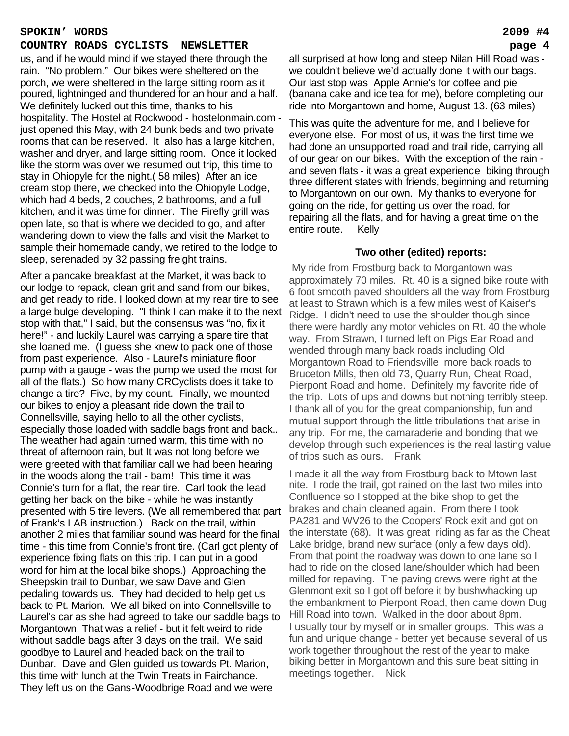us, and if he would mind if we stayed there through the rain. "No problem." Our bikes were sheltered on the porch, we were sheltered in the large sitting room as it poured, lightninged and thundered for an hour and a half. We definitely lucked out this time, thanks to his hospitality. The Hostel at Rockwood - hostelonmain.com - just opened this May, with 24 bunk beds and two private rooms that can be reserved. It also has a large kitchen, washer and dryer, and large sitting room. Once it looked like the storm was over we resumed out trip, this time to stay in Ohiopyle for the night.( 58 miles) After an ice cream stop there, we checked into the Ohiopyle Lodge, which had 4 beds, 2 couches, 2 bathrooms, and a full kitchen, and it was time for dinner. The Firefly grill was open late, so that is where we decided to go, and after wandering down to view the falls and visit the Market to sample their homemade candy, we retired to the lodge to sleep, serenaded by 32 passing freight trains.

After a pancake breakfast at the Market, it was back to our lodge to repack, clean grit and sand from our bikes, and get ready to ride. I looked down at my rear tire to see a large bulge developing. "I think I can make it to the next stop with that," I said, but the consensus was "no, fix it here!" - and luckily Laurel was carrying a spare tire that she loaned me. (I guess she knew to pack one of those from past experience. Also - Laurel's miniature floor pump with a gauge - was the pump we used the most for all of the flats.) So how many CRCyclists does it take to change a tire? Five, by my count. Finally, we mounted our bikes to enjoy a pleasant ride down the trail to Connellsville, saying hello to all the other cyclists, especially those loaded with saddle bags front and back.. The weather had again turned warm, this time with no threat of afternoon rain, but It was not long before we were greeted with that familiar call we had been hearing in the woods along the trail - bam! This time it was Connie's turn for a flat, the rear tire. Carl took the lead getting her back on the bike - while he was instantly presented with 5 tire levers. (We all remembered that part of Frank's LAB instruction.) Back on the trail, within another 2 miles that familiar sound was heard for the final time - this time from Connie's front tire. (Carl got plenty of experience fixing flats on this trip. I can put in a good word for him at the local bike shops.) Approaching the Sheepskin trail to Dunbar, we saw Dave and Glen pedaling towards us. They had decided to help get us back to Pt. Marion. We all biked on into Connellsville to Laurel's car as she had agreed to take our saddle bags to Morgantown. That was a relief - but it felt weird to ride without saddle bags after 3 days on the trail. We said goodbye to Laurel and headed back on the trail to Dunbar. Dave and Glen guided us towards Pt. Marion, this time with lunch at the Twin Treats in Fairchance. They left us on the Gans-Woodbrige Road and we were all surprised at how long and steep Nilan Hill Road was - we couldn't believe we'd actually done it with our bags. Our last stop was Apple Annie's for coffee and pie (banana cake and ice tea for me), before completing our ride into Morgantown and home, August 13. (63 miles)

This was quite the adventure for me, and I believe for everyone else. For most of us, it was the first time we had done an unsupported road and trail ride, carrying all of our gear on our bikes. With the exception of the rain - and seven flats - it was a great experience biking through three different states with friends, beginning and returning to Morgantown on our own. My thanks to everyone for going on the ride, for getting us over the road, for repairing all the flats, and for having a great time on the entire route. Kelly

### Two other (edited) reports:

My ride from Frostburg back to Morgantown was approximately 70 miles. Rt. 40 is a signed bike route with 6 foot smooth paved shoulders all the way from Frostburg at least to Strawn which is a few miles west of Kaiser's Ridge. I didn't need to use the shoulder though since there were hardly any motor vehicles on Rt. 40 the whole way. From Strawn, I turned left on Pigs Ear Road and wended through many back roads including Old Morgantown Road to Friendsville, more back roads to Bruceton Mills, then old 73, Quarry Run, Cheat Road, Pierpont Road and home. Definitely my favorite ride of the trip. Lots of ups and downs but nothing terribly steep. I thank all of you for the great companionship, fun and mutual support through the little tribulations that arise in any trip. For me, the camaraderie and bonding that we develop through such experiences is the real lasting value of trips such as ours. Frank

I made it all the way from Frostburg back to Mtown last nite. I rode the trail, got rained on the last two miles into Confluence so I stopped at the bike shop to get the brakes and chain cleaned again. From there I took PA281 and WV26 to the Coopers' Rock exit and got on the interstate (68). It was great riding as far as the Cheat Lake bridge, brand new surface (only a few days old). From that point the roadway was down to one lane so I had to ride on the closed lane/shoulder which had been milled for repaving. The paving crews were right at the Glenmont exit so I got off before it by bushwhacking up the embankment to Pierpont Road, then came down Dug Hill Road into town. Walked in the door about 8pm. I usually tour by myself or in smaller groups. This was a fun and unique change - better yet because several of us work together throughout the rest of the year to make biking better in Morgantown and this sure beat sitting in meetings together. Nick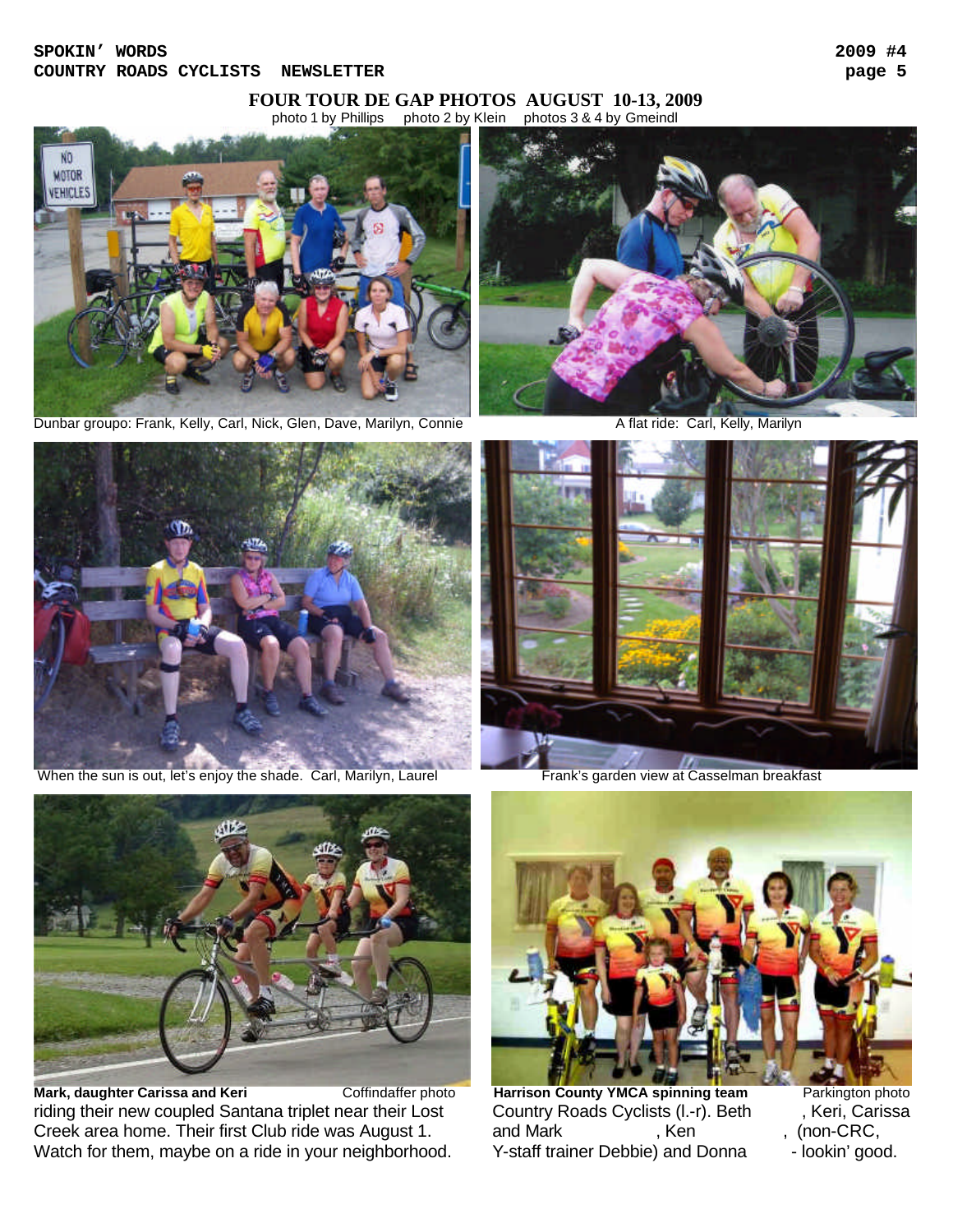## FOUR TOUR DE GAP PHOTOS AUGUST 10-13, 2009

photo 1 by Phillips photo 2 by Klein photos 3 & 4 by Gmeindl

Dunbar groupo: Frank, Kelly, Carl, Nick, Glen, Dave, Marilyn, Connie

A flat ride: Carl, Kelly, Marilyn

When the sun is out, let's enjoy the shade. Carl, Marilyn, Laurel

Frank's garden view at Casselman breakfast

**Mark, daughter Carissa and Keri** Coffindaffer photo
riding their new coupled Santana triplet near their Lost Creek area home. Their first Club ride was August 1. Watch for them, maybe on a ride in your neighborhood.

**Harrison County YMCA spinning team** Parkington photo
Country Roads Cyclists (l.-r). Beth , Keri, Carissa and Mark , Ken , (non-CRC, Y-staff trainer Debbie) and Donna - lookin' good.